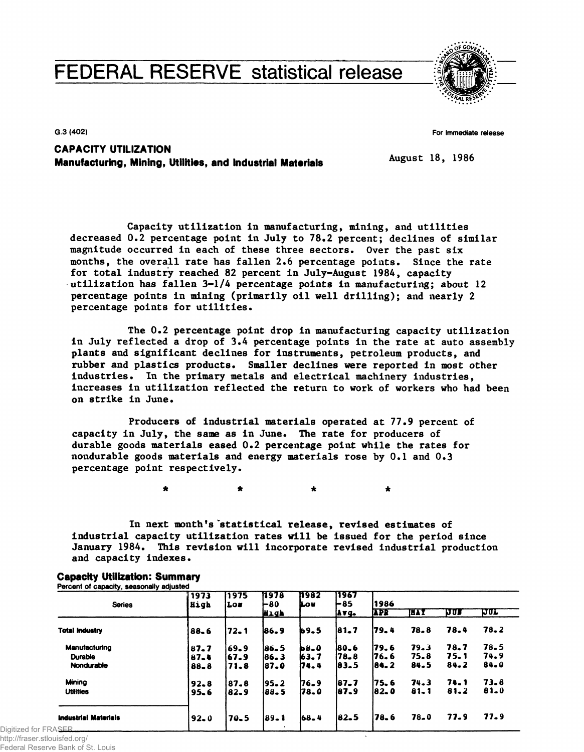# FEDERAL RESERVE statistical release

G.3 (402)

For immediate release

## CAPACITY UTILIZATION
### Manufacturing, Mining, Utilities, and Industrial Materials

August 18, 1986

Capacity utilization in manufacturing, mining, and utilities decreased 0.2 percentage point in July to 78.2 percent; declines of similar magnitude occurred in each of these three sectors. Over the past six months, the overall rate has fallen 2.6 percentage points. Since the rate for total industry reached 82 percent in July-August 1984, capacity utilization has fallen 3-1/4 percentage points in manufacturing; about 12 percentage points in mining (primarily oil well drilling); and nearly 2 percentage points for utilities.

The 0.2 percentage point drop in manufacturing capacity utilization in July reflected a drop of 3.4 percentage points in the rate at auto assembly plants and significant declines for instruments, petroleum products, and rubber and plastics products. Smaller declines were reported in most other industries. In the primary metals and electrical machinery industries, increases in utilization reflected the return to work of workers who had been on strike in June.

Producers of industrial materials operated at 77.9 percent of capacity in July, the same as in June. The rate for producers of durable goods materials eased 0.2 percentage point while the rates for nondurable goods materials and energy materials rose by 0.1 and 0.3 percentage point respectively.

\* \* \* \*

In next month's statistical release, revised estimates of industrial capacity utilization rates will be issued for the period since January 1984. This revision will incorporate revised industrial production and capacity indexes.

**Capacity Utilization: Summary**
Percent of capacity, seasonally adjusted

| Series | 1973 High | 1975 Low | 1978-80 High | 1982 Low | 1967-85 Avg. | 1986 APR | MAY | JUN | JUL |
|---|---|---|---|---|---|---|---|---|---|
| **Total Industry** | 88.6 | 72.1 | 86.9 | 69.5 | 81.7 | 79.4 | 78.8 | 78.4 | 78.2 |
| Manufacturing | 87.7 | 69.9 | 86.5 | 68.0 | 80.6 | 79.6 | 79.3 | 78.7 | 78.5 |
| Durable | 87.4 | 67.9 | 86.3 | 63.7 | 78.8 | 76.6 | 75.8 | 75.1 | 74.9 |
| Nondurable | 88.8 | 71.8 | 87.0 | 74.4 | 83.5 | 84.2 | 84.5 | 84.2 | 84.0 |
| Mining | 92.8 | 87.8 | 95.2 | 76.9 | 87.7 | 75.6 | 74.3 | 74.1 | 73.8 |
| Utilities | 95.6 | 82.9 | 88.5 | 78.0 | 87.9 | 82.0 | 81.1 | 81.2 | 81.0 |
| **Industrial Materials** | 92.0 | 70.5 | 89.1 | 68.4 | 82.5 | 78.6 | 78.0 | 77.9 | 77.9 |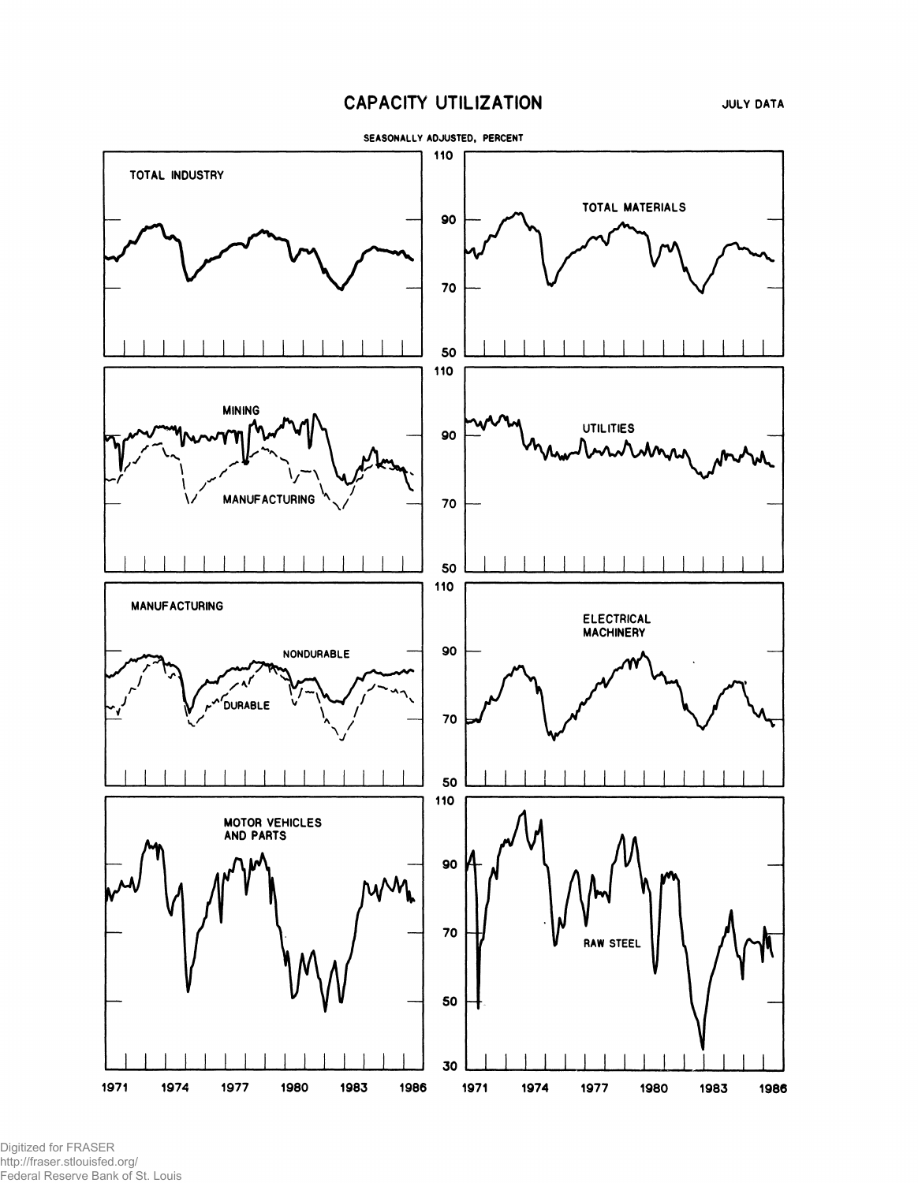# CAPACITY UTILIZATION

JULY DATA

SEASONALLY ADJUSTED, PERCENT

TOTAL INDUSTRY

TOTAL MATERIALS

MINING

MANUFACTURING

UTILITIES

MANUFACTURING

NONDURABLE

DURABLE

ELECTRICAL MACHINERY

MOTOR VEHICLES AND PARTS

RAW STEEL

1971 1974 1977 1980 1983 1986

1971 1974 1977 1980 1983 1986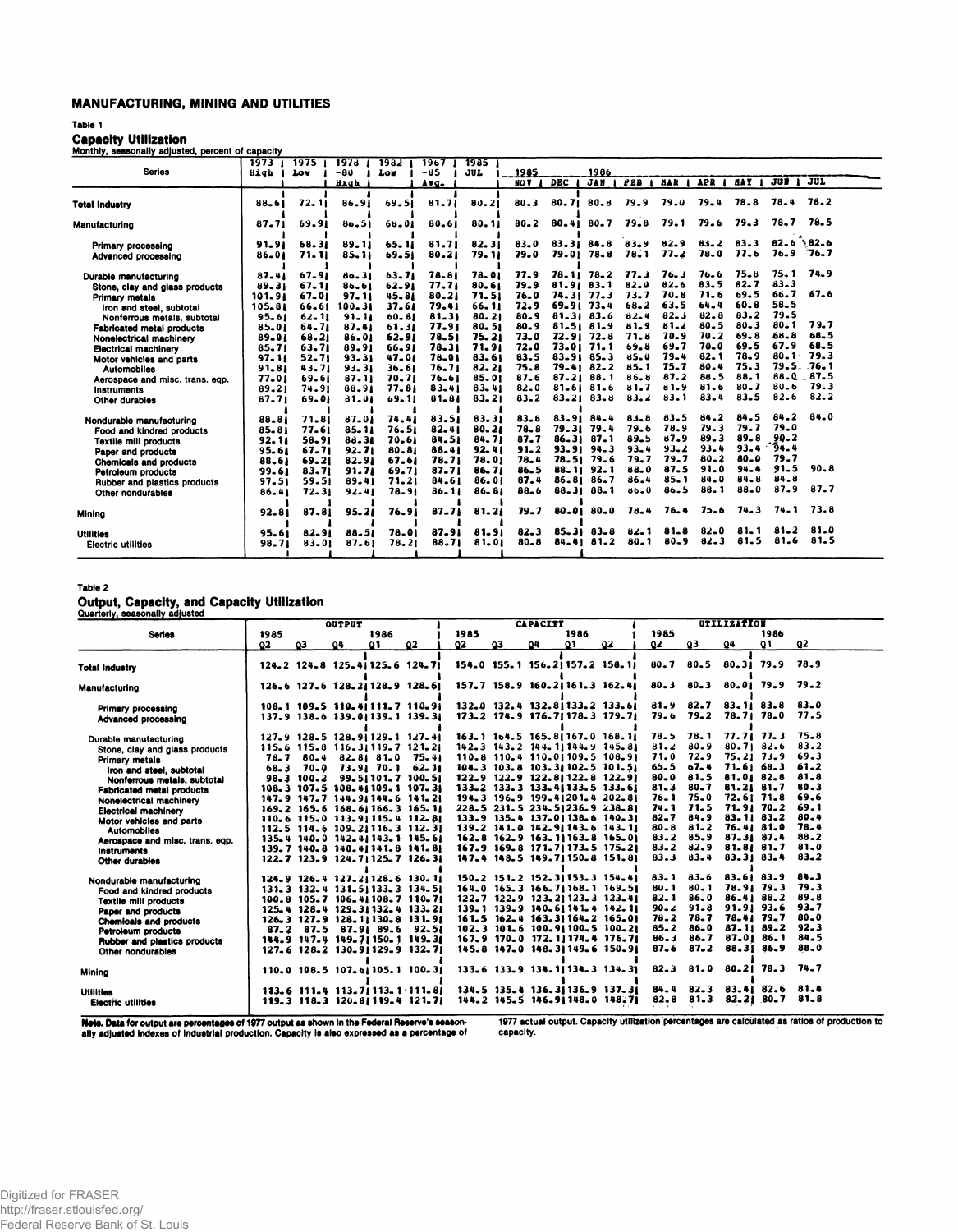## MANUFACTURING, MINING AND UTILITIES

### Table 1

### Capacity Utilization

Monthly, seasonally adjusted, percent of capacity

| Series | 1973 High | 1975 Low | 1978-80 High | 1982 Low | 1967-85 Avg. | 1985 JUL | 1985 NOV | 1985 DEC | 1986 JAN | 1986 FEB | 1986 MAR | 1986 APR | 1986 MAY | 1986 JUN | 1986 JUL |
|---|---|---|---|---|---|---|---|---|---|---|---|---|---|---|---|
| Total Industry | 88.6 | 72.1 | 86.9 | 69.5 | 81.7 | 80.2 | 80.3 | 80.7 | 80.8 | 79.9 | 79.0 | 79.4 | 78.8 | 78.4 | 78.2 |
| Manufacturing | 87.7 | 69.9 | 86.5 | 68.0 | 80.6 | 80.1 | 80.2 | 80.4 | 80.7 | 79.8 | 79.1 | 79.6 | 79.3 | 78.7 | 78.5 |
| Primary processing | 91.9 | 68.3 | 89.1 | 65.1 | 81.7 | 82.3 | 83.0 | 83.3 | 84.8 | 83.9 | 82.9 | 83.2 | 83.3 | 82.6 | 82.6 |
| Advanced processing | 86.0 | 71.1 | 85.1 | 69.5 | 80.2 | 79.1 | 79.0 | 79.0 | 78.8 | 78.1 | 77.2 | 78.0 | 77.6 | 76.9 | 76.7 |
| Durable manufacturing | 87.4 | 67.9 | 86.3 | 63.7 | 78.8 | 78.0 | 77.9 | 78.1 | 78.2 | 77.3 | 76.3 | 76.6 | 75.8 | 75.1 | 74.9 |
| Stone, clay and glass products | 89.3 | 67.1 | 86.6 | 62.9 | 77.7 | 80.6 | 79.9 | 81.9 | 83.1 | 82.0 | 82.6 | 83.5 | 82.7 | 83.3 | |
| Primary metals | 101.9 | 67.0 | 97.1 | 45.8 | 80.2 | 71.5 | 76.0 | 74.3 | 77.3 | 73.7 | 70.8 | 71.6 | 69.5 | 66.7 | 67.6 |
| Iron and steel, subtotal | 105.8 | 66.6 | 100.3 | 37.6 | 79.4 | 66.1 | 72.9 | 69.9 | 73.4 | 68.2 | 63.5 | 64.4 | 60.8 | 58.5 | |
| Nonferrous metals, subtotal | 95.6 | 62.1 | 91.1 | 60.8 | 81.3 | 80.2 | 80.9 | 81.3 | 83.6 | 82.4 | 82.3 | 82.8 | 83.2 | 79.5 | |
| Fabricated metal products | 85.0 | 64.7 | 87.4 | 61.3 | 77.9 | 80.5 | 80.9 | 81.5 | 81.9 | 81.9 | 81.2 | 80.5 | 80.3 | 80.1 | 79.7 |
| Nonelectrical machinery | 89.0 | 68.2 | 86.0 | 62.9 | 78.5 | 75.2 | 73.0 | 72.9 | 72.8 | 71.8 | 70.9 | 70.2 | 69.8 | 68.8 | 68.5 |
| Electrical machinery | 85.7 | 63.7 | 89.9 | 66.9 | 78.3 | 71.9 | 72.0 | 73.0 | 71.1 | 69.8 | 69.7 | 70.0 | 69.5 | 67.9 | 68.5 |
| Motor vehicles and parts | 97.1 | 52.7 | 93.3 | 47.0 | 78.0 | 83.6 | 83.5 | 83.9 | 85.3 | 85.0 | 79.4 | 82.1 | 78.9 | 80.1 | 79.3 |
| Automobiles | 91.8 | 43.7 | 93.3 | 36.6 | 76.7 | 82.2 | 75.8 | 79.4 | 82.2 | 85.1 | 75.7 | 80.4 | 75.3 | 79.5 | 76.1 |
| Aerospace and misc. trans. eqp. | 77.0 | 69.6 | 87.1 | 70.7 | 76.6 | 85.0 | 87.6 | 87.2 | 88.1 | 86.8 | 87.2 | 88.5 | 88.1 | 88.0 | 87.5 |
| Instruments | 89.2 | 74.9 | 88.9 | 77.8 | 83.4 | 83.4 | 82.0 | 81.6 | 81.6 | 81.7 | 81.9 | 81.6 | 80.7 | 80.6 | 79.3 |
| Other durables | 87.7 | 69.0 | 81.0 | 69.1 | 81.8 | 83.2 | 83.2 | 83.2 | 83.8 | 83.2 | 83.1 | 83.4 | 83.5 | 82.6 | 82.2 |
| Nondurable manufacturing | 88.8 | 71.8 | 87.0 | 74.4 | 83.5 | 83.3 | 83.6 | 83.9 | 84.4 | 83.8 | 83.5 | 84.2 | 84.5 | 84.2 | 84.0 |
| Food and kindred products | 85.8 | 77.6 | 85.1 | 76.5 | 82.4 | 80.2 | 78.8 | 79.3 | 79.4 | 79.6 | 78.9 | 79.3 | 79.7 | 79.0 | |
| Textile mill products | 92.1 | 58.9 | 88.3 | 70.6 | 84.5 | 84.7 | 87.7 | 86.3 | 87.1 | 89.5 | 87.9 | 89.3 | 89.8 | 90.2 | |
| Paper and products | 95.6 | 67.7 | 92.7 | 80.8 | 88.4 | 92.4 | 91.2 | 93.9 | 94.3 | 93.4 | 93.2 | 93.4 | 93.4 | 94.4 | |
| Chemicals and products | 88.6 | 69.2 | 82.9 | 67.6 | 78.7 | 78.0 | 78.4 | 78.5 | 79.6 | 79.7 | 79.7 | 80.2 | 80.0 | 79.7 | |
| Petroleum products | 99.6 | 83.7 | 91.7 | 69.7 | 87.7 | 86.7 | 86.5 | 88.1 | 92.1 | 88.0 | 87.5 | 91.0 | 94.4 | 91.5 | 90.8 |
| Rubber and plastics products | 97.5 | 59.5 | 89.4 | 71.2 | 84.6 | 86.0 | 87.4 | 86.8 | 86.7 | 86.4 | 85.1 | 84.0 | 84.8 | 84.8 | |
| Other nondurables | 86.4 | 72.3 | 92.4 | 78.9 | 86.1 | 86.8 | 88.6 | 88.3 | 88.1 | 86.0 | 86.5 | 88.1 | 88.0 | 87.9 | 87.7 |
| Mining | 92.8 | 87.8 | 95.2 | 76.9 | 87.7 | 81.2 | 79.7 | 80.0 | 80.0 | 78.4 | 76.4 | 75.6 | 74.3 | 74.1 | 73.8 |
| Utilities | 95.6 | 82.9 | 88.5 | 78.0 | 87.9 | 81.9 | 82.3 | 85.3 | 83.8 | 82.1 | 81.8 | 82.0 | 81.1 | 81.2 | 81.0 |
| Electric utilities | 98.7 | 83.0 | 87.6 | 78.2 | 88.7 | 81.0 | 80.8 | 84.4 | 81.2 | 80.1 | 80.9 | 82.3 | 81.5 | 81.6 | 81.5 |

### Table 2

### Output, Capacity, and Capacity Utilization

Quarterly, seasonally adjusted

| Series | Output 1985 Q2 | Output 1985 Q3 | Output 1985 Q4 | Output 1986 Q1 | Output 1986 Q2 | Capacity 1985 Q2 | Capacity 1985 Q3 | Capacity 1985 Q4 | Capacity 1986 Q1 | Capacity 1986 Q2 | Utilization 1985 Q2 | Utilization 1985 Q3 | Utilization 1985 Q4 | Utilization 1986 Q1 | Utilization 1986 Q2 |
|---|---|---|---|---|---|---|---|---|---|---|---|---|---|---|---|
| Total Industry | 124.2 | 124.8 | 125.4 | 125.6 | 124.7 | 154.0 | 155.1 | 156.2 | 157.2 | 158.1 | 80.7 | 80.5 | 80.3 | 79.9 | 78.9 |
| Manufacturing | 126.6 | 127.6 | 128.2 | 128.9 | 128.6 | 157.7 | 158.9 | 160.2 | 161.3 | 162.4 | 80.3 | 80.3 | 80.0 | 79.9 | 79.2 |
| Primary processing | 108.1 | 109.5 | 110.4 | 111.7 | 110.9 | 132.0 | 132.4 | 132.8 | 133.2 | 133.6 | 81.9 | 82.7 | 83.1 | 83.8 | 83.0 |
| Advanced processing | 137.9 | 138.6 | 139.0 | 139.1 | 139.3 | 173.2 | 174.9 | 176.7 | 178.3 | 179.7 | 79.6 | 79.2 | 78.7 | 78.0 | 77.5 |
| Durable manufacturing | 127.9 | 128.5 | 128.9 | 129.1 | 127.4 | 163.1 | 164.5 | 165.8 | 167.0 | 168.1 | 78.5 | 78.1 | 77.7 | 77.3 | 75.8 |
| Stone, clay and glass products | 115.6 | 115.8 | 116.3 | 119.7 | 121.2 | 142.3 | 143.2 | 144.1 | 144.9 | 145.8 | 81.2 | 80.9 | 80.7 | 82.6 | 83.2 |
| Primary metals | 78.7 | 80.4 | 82.8 | 81.0 | 75.4 | 110.8 | 110.4 | 110.0 | 109.5 | 108.9 | 71.0 | 72.9 | 75.2 | 73.9 | 69.3 |
| Iron and steel, subtotal | 68.3 | 70.0 | 73.9 | 70.1 | 62.1 | 104.3 | 103.8 | 103.3 | 102.5 | 101.5 | 65.5 | 67.4 | 71.6 | 68.3 | 61.2 |
| Nonferrous metals, subtotal | 98.3 | 100.2 | 99.5 | 101.7 | 100.5 | 122.9 | 122.9 | 122.8 | 122.8 | 122.9 | 80.0 | 81.5 | 81.0 | 82.8 | 81.8 |
| Fabricated metal products | 108.3 | 107.5 | 108.4 | 109.1 | 107.3 | 133.2 | 133.3 | 133.4 | 133.5 | 133.6 | 81.3 | 80.7 | 81.2 | 81.7 | 80.3 |
| Nonelectrical machinery | 147.9 | 147.7 | 144.9 | 144.6 | 141.2 | 194.3 | 196.9 | 199.4 | 201.4 | 202.8 | 76.1 | 75.0 | 72.6 | 71.8 | 69.6 |
| Electrical machinery | 169.2 | 165.6 | 168.6 | 166.3 | 165.1 | 228.5 | 231.5 | 234.5 | 236.9 | 238.8 | 74.1 | 71.5 | 71.9 | 70.2 | 69.1 |
| Motor vehicles and parts | 110.6 | 115.0 | 113.9 | 115.4 | 112.8 | 133.9 | 135.4 | 137.0 | 138.6 | 140.3 | 82.7 | 84.9 | 83.1 | 83.2 | 80.4 |
| Automobiles | 112.5 | 114.6 | 109.2 | 116.3 | 112.3 | 139.2 | 141.0 | 142.9 | 143.6 | 143.1 | 80.8 | 81.2 | 76.4 | 81.0 | 78.4 |
| Aerospace and misc. trans. eqp. | 135.4 | 140.0 | 142.4 | 143.1 | 145.6 | 162.8 | 162.9 | 163.1 | 163.8 | 165.0 | 83.2 | 85.9 | 87.3 | 87.4 | 88.2 |
| Instruments | 139.7 | 140.8 | 140.4 | 141.8 | 141.8 | 167.9 | 169.8 | 171.7 | 173.5 | 175.2 | 83.2 | 82.9 | 81.8 | 81.7 | 81.0 |
| Other durables | 122.7 | 123.9 | 124.7 | 125.7 | 126.3 | 147.4 | 148.5 | 149.7 | 150.8 | 151.8 | 83.3 | 83.4 | 83.3 | 83.4 | 83.2 |
| Nondurable manufacturing | 124.9 | 126.4 | 127.2 | 128.6 | 130.1 | 150.2 | 151.2 | 152.3 | 153.3 | 154.4 | 83.1 | 83.6 | 83.6 | 83.9 | 84.3 |
| Food and kindred products | 131.3 | 132.4 | 131.5 | 133.3 | 134.5 | 164.0 | 165.3 | 166.7 | 168.1 | 169.5 | 80.1 | 80.1 | 78.9 | 79.3 | 79.3 |
| Textile mill products | 100.8 | 105.7 | 106.4 | 108.7 | 110.7 | 122.7 | 122.9 | 123.2 | 123.3 | 123.4 | 82.1 | 86.0 | 86.4 | 88.2 | 89.8 |
| Paper and products | 125.4 | 128.4 | 129.3 | 132.4 | 133.2 | 139.1 | 139.9 | 140.6 | 141.4 | 142.1 | 90.2 | 91.8 | 91.9 | 93.6 | 93.7 |
| Chemicals and products | 126.3 | 127.9 | 128.1 | 130.8 | 131.9 | 161.5 | 162.4 | 163.3 | 164.2 | 165.0 | 78.2 | 78.7 | 78.4 | 79.7 | 80.0 |
| Petroleum products | 87.2 | 87.5 | 87.9 | 89.6 | 92.5 | 102.3 | 101.6 | 100.9 | 100.5 | 100.2 | 85.2 | 86.0 | 87.1 | 89.2 | 92.3 |
| Rubber and plastics products | 144.9 | 147.4 | 149.7 | 150.1 | 149.3 | 167.9 | 170.0 | 172.1 | 174.4 | 176.7 | 86.3 | 86.7 | 87.0 | 86.1 | 84.5 |
| Other nondurables | 127.6 | 128.2 | 130.9 | 129.9 | 132.7 | 145.8 | 147.0 | 148.3 | 149.6 | 150.9 | 87.6 | 87.2 | 88.3 | 86.9 | 88.0 |
| Mining | 110.0 | 108.5 | 107.6 | 105.1 | 100.3 | 133.6 | 133.9 | 134.1 | 134.3 | 134.3 | 82.3 | 81.0 | 80.2 | 78.3 | 74.7 |
| Utilities | 113.6 | 111.4 | 113.7 | 113.1 | 111.8 | 134.5 | 135.4 | 136.3 | 136.9 | 137.3 | 84.4 | 82.3 | 83.4 | 82.6 | 81.4 |
| Electric utilities | 119.3 | 118.3 | 120.8 | 119.4 | 121.7 | 144.2 | 145.5 | 146.9 | 148.0 | 148.7 | 82.8 | 81.3 | 82.2 | 80.7 | 81.8 |

**Note.** Data for output are percentages of 1977 output as shown in the Federal Reserve's seasonally adjusted indexes of industrial production. Capacity is also expressed as a percentage of 1977 actual output. Capacity utilization percentages are calculated as ratios of production to capacity.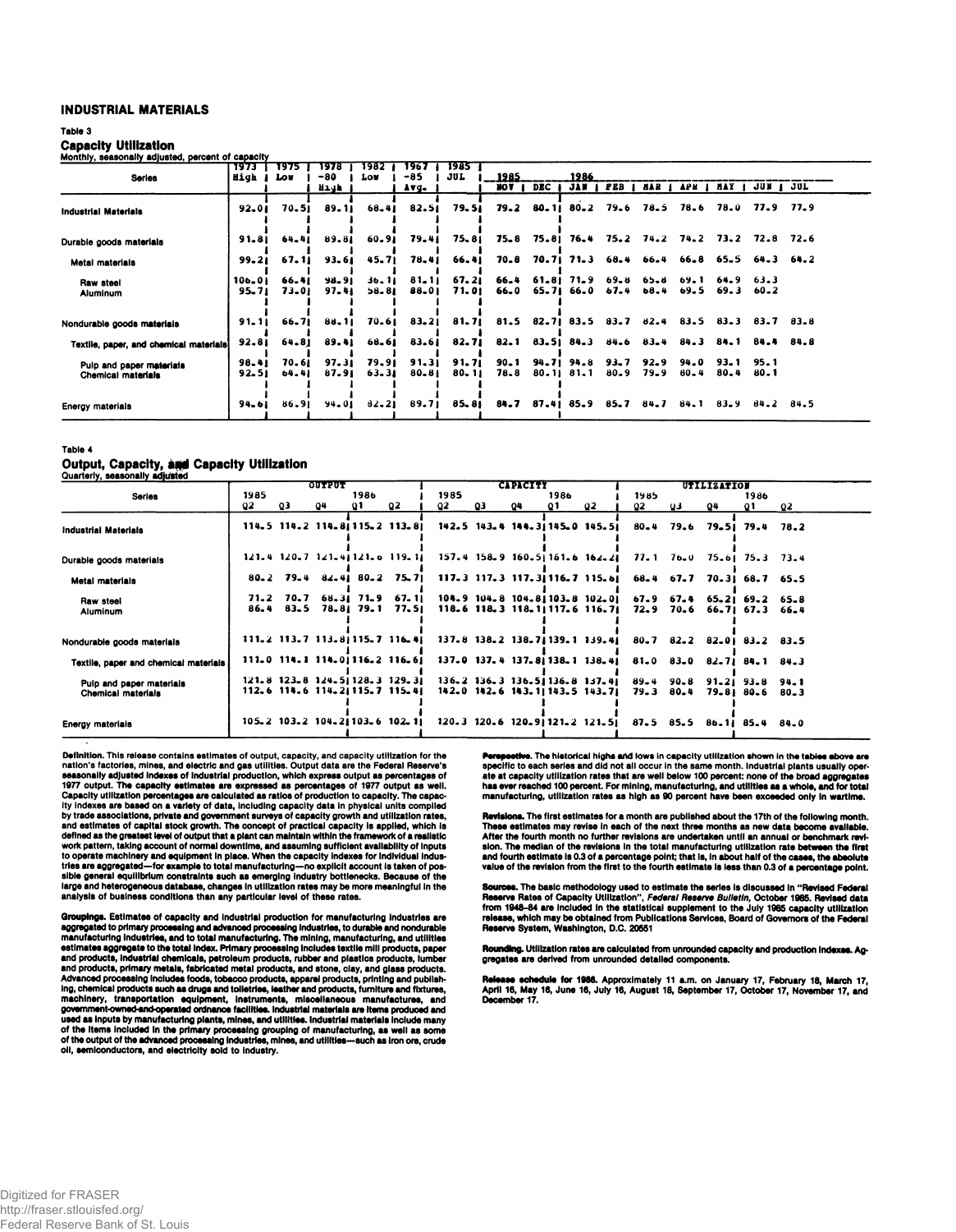## INDUSTRIAL MATERIALS

### Table 3

### Capacity Utilization

Monthly, seasonally adjusted, percent of capacity

| Series | 1973 High | 1975 Low | 1978-80 High | 1982 Low | 1967-85 Avg. | 1985 JUL | 1985 NOV | 1985 DEC | 1986 JAN | 1986 FEB | 1986 MAR | 1986 APR | 1986 MAY | 1986 JUN | 1986 JUL |
|---|---|---|---|---|---|---|---|---|---|---|---|---|---|---|---|
| Industrial Materials | 92.0 | 70.5 | 89.1 | 68.4 | 82.5 | 79.5 | 79.2 | 80.1 | 80.2 | 79.6 | 78.5 | 78.6 | 78.0 | 77.9 | 77.9 |
| Durable goods materials | 91.8 | 64.4 | 89.8 | 60.9 | 79.4 | 75.8 | 75.8 | 75.8 | 76.4 | 75.2 | 74.2 | 74.2 | 73.2 | 72.8 | 72.6 |
| Metal materials | 99.2 | 67.1 | 93.6 | 45.7 | 78.4 | 66.4 | 70.8 | 70.7 | 71.3 | 68.4 | 66.4 | 66.8 | 65.5 | 64.3 | 64.2 |
| Raw steel | 106.0 | 66.4 | 98.9 | 36.1 | 81.1 | 67.2 | 66.4 | 61.8 | 71.9 | 69.8 | 65.8 | 69.1 | 64.9 | 63.3 | |
| Aluminum | 95.7 | 73.0 | 97.4 | 58.8 | 88.0 | 71.0 | 66.0 | 65.7 | 66.0 | 67.4 | 68.4 | 69.5 | 69.3 | 60.2 | |
| Nondurable goods materials | 91.1 | 66.7 | 88.1 | 70.6 | 83.2 | 81.7 | 81.5 | 82.7 | 83.5 | 83.7 | 82.4 | 83.5 | 83.3 | 83.7 | 83.8 |
| Textile, paper, and chemical materials | 92.8 | 64.8 | 89.4 | 68.6 | 83.6 | 82.7 | 82.1 | 83.5 | 84.3 | 84.6 | 83.4 | 84.3 | 84.1 | 84.4 | 84.8 |
| Pulp and paper materials | 98.4 | 70.6 | 97.3 | 79.9 | 91.3 | 91.7 | 90.1 | 94.7 | 94.8 | 93.7 | 92.9 | 94.0 | 93.1 | 95.1 | |
| Chemical materials | 92.5 | 64.4 | 87.9 | 63.3 | 80.8 | 80.1 | 78.8 | 80.1 | 81.1 | 80.9 | 79.9 | 80.4 | 80.4 | 80.1 | |
| Energy materials | 94.6 | 86.9 | 94.0 | 82.2 | 89.7 | 85.8 | 84.7 | 87.4 | 85.9 | 85.7 | 84.7 | 84.1 | 83.9 | 84.2 | 84.5 |

### Table 4

### Output, Capacity, and Capacity Utilization

Quarterly, seasonally adjusted

| Series | OUTPUT 1985 Q2 | Q3 | Q4 | 1986 Q1 | Q2 | CAPACITY 1985 Q2 | Q3 | Q4 | 1986 Q1 | Q2 | UTILIZATION 1985 Q2 | Q3 | Q4 | 1986 Q1 | Q2 |
|---|---|---|---|---|---|---|---|---|---|---|---|---|---|---|---|
| Industrial Materials | 114.5 | 114.2 | 114.8 | 115.2 | 113.8 | 142.5 | 143.4 | 144.3 | 145.0 | 145.5 | 80.4 | 79.6 | 79.5 | 79.4 | 78.2 |
| Durable goods materials | 121.4 | 120.7 | 121.4 | 121.6 | 119.1 | 157.4 | 158.9 | 160.5 | 161.6 | 162.2 | 77.1 | 76.0 | 75.6 | 75.3 | 73.4 |
| Metal materials | 80.2 | 79.4 | 82.4 | 80.2 | 75.7 | 117.3 | 117.3 | 117.3 | 116.7 | 115.6 | 68.4 | 67.7 | 70.3 | 68.7 | 65.5 |
| Raw steel | 71.2 | 70.7 | 68.3 | 71.9 | 67.1 | 104.9 | 104.8 | 104.8 | 103.8 | 102.0 | 67.9 | 67.4 | 65.2 | 69.2 | 65.8 |
| Aluminum | 86.4 | 83.5 | 78.8 | 79.1 | 77.5 | 118.6 | 118.3 | 118.1 | 117.6 | 116.7 | 72.9 | 70.6 | 66.7 | 67.3 | 66.4 |
| Nondurable goods materials | 111.2 | 113.7 | 113.8 | 115.7 | 116.4 | 137.8 | 138.2 | 138.7 | 139.1 | 139.4 | 80.7 | 82.2 | 82.0 | 83.2 | 83.5 |
| Textile, paper and chemical materials | 111.0 | 114.1 | 114.0 | 116.2 | 116.6 | 137.0 | 137.4 | 137.8 | 138.1 | 138.4 | 81.0 | 83.0 | 82.7 | 84.1 | 84.3 |
| Pulp and paper materials | 121.8 | 123.8 | 124.5 | 128.3 | 129.3 | 136.2 | 136.3 | 136.5 | 136.8 | 137.4 | 89.4 | 90.8 | 91.2 | 93.8 | 94.1 |
| Chemical materials | 112.6 | 114.6 | 114.2 | 115.7 | 115.4 | 142.0 | 142.6 | 143.1 | 143.5 | 143.7 | 79.3 | 80.4 | 79.8 | 80.6 | 80.3 |
| Energy materials | 105.2 | 103.2 | 104.2 | 103.6 | 102.1 | 120.3 | 120.6 | 120.9 | 121.2 | 121.5 | 87.5 | 85.5 | 86.1 | 85.4 | 84.0 |

**Definition.** This release contains estimates of output, capacity, and capacity utilization for the nation's factories, mines, and electric and gas utilities. Output data are the Federal Reserve's seasonally adjusted indexes of industrial production, which express output as percentages of 1977 output. The capacity estimates are expressed as percentages of 1977 output as well. Capacity utilization percentages are calculated as ratios of production to capacity. The capacity indexes are based on a variety of data, including capacity data in physical units compiled by trade associations, private and government surveys of capacity growth and utilization rates, and estimates of capital stock growth. The concept of practical capacity is applied, which is defined as the greatest level of output that a plant can maintain within the framework of a realistic work pattern, taking account of normal downtime, and assuming sufficient availability of inputs to operate machinery and equipment in place. When the capacity indexes for individual industries are aggregated—for example to total manufacturing—no explicit account is taken of possible general equilibrium constraints such as emerging industry bottlenecks. Because of the large and heterogeneous database, changes in utilization rates may be more meaningful in the analysis of business conditions than any particular level of these rates.

**Groupings.** Estimates of capacity and industrial production for manufacturing industries are aggregated to primary processing and advanced processing industries, to durable and nondurable manufacturing industries, and to total manufacturing. The mining, manufacturing, and utilities estimates aggregate to the total index. Primary processing includes textile mill products, paper and products, industrial chemicals, petroleum products, rubber and plastics products, lumber and products, primary metals, fabricated metal products, and stone, clay, and glass products. Advanced processing includes foods, tobacco products, apparel products, printing and publishing, chemical products such as drugs and toiletries, leather and products, furniture and fixtures, machinery, transportation equipment, instruments, miscellaneous manufactures, and government-owned-and-operated ordnance facilities. Industrial materials are items produced and used as inputs by manufacturing plants, mines, and utilities. Industrial materials include many of the items included in the primary processing grouping of manufacturing, as well as some of the output of the advanced processing industries, mines, and utilities—such as iron ore, crude oil, semiconductors, and electricity sold to industry.

**Perspective.** The historical highs and lows in capacity utilization shown in the tables above are specific to each series and did not all occur in the same month. Industrial plants usually operate at capacity utilization rates that are well below 100 percent: none of the broad aggregates has ever reached 100 percent. For mining, manufacturing, and utilities as a whole, and for total manufacturing, utilization rates as high as 90 percent have been exceeded only in wartime.

**Revisions.** The first estimates for a month are published about the 17th of the following month. These estimates may revise in each of the next three months as new data become available. After the fourth month no further revisions are undertaken until an annual or benchmark revision. The median of the revisions in the total manufacturing utilization rate between the first and fourth estimate is 0.3 of a percentage point; that is, in about half of the cases, the absolute value of the revision from the first to the fourth estimate is less than 0.3 of a percentage point.

**Sources.** The basic methodology used to estimate the series is discussed in "Revised Federal Reserve Rates of Capacity Utilization", *Federal Reserve Bulletin*, October 1985. Revised data from 1948–84 are included in the statistical supplement to the July 1985 capacity utilization release, which may be obtained from Publications Services, Board of Governors of the Federal Reserve System, Washington, D.C. 20551

**Rounding.** Utilization rates are calculated from unrounded capacity and production indexes. Aggregates are derived from unrounded detailed components.

**Release schedule for 1986.** Approximately 11 a.m. on January 17, February 18, March 17, April 16, May 16, June 16, July 16, August 18, September 17, October 17, November 17, and December 17.